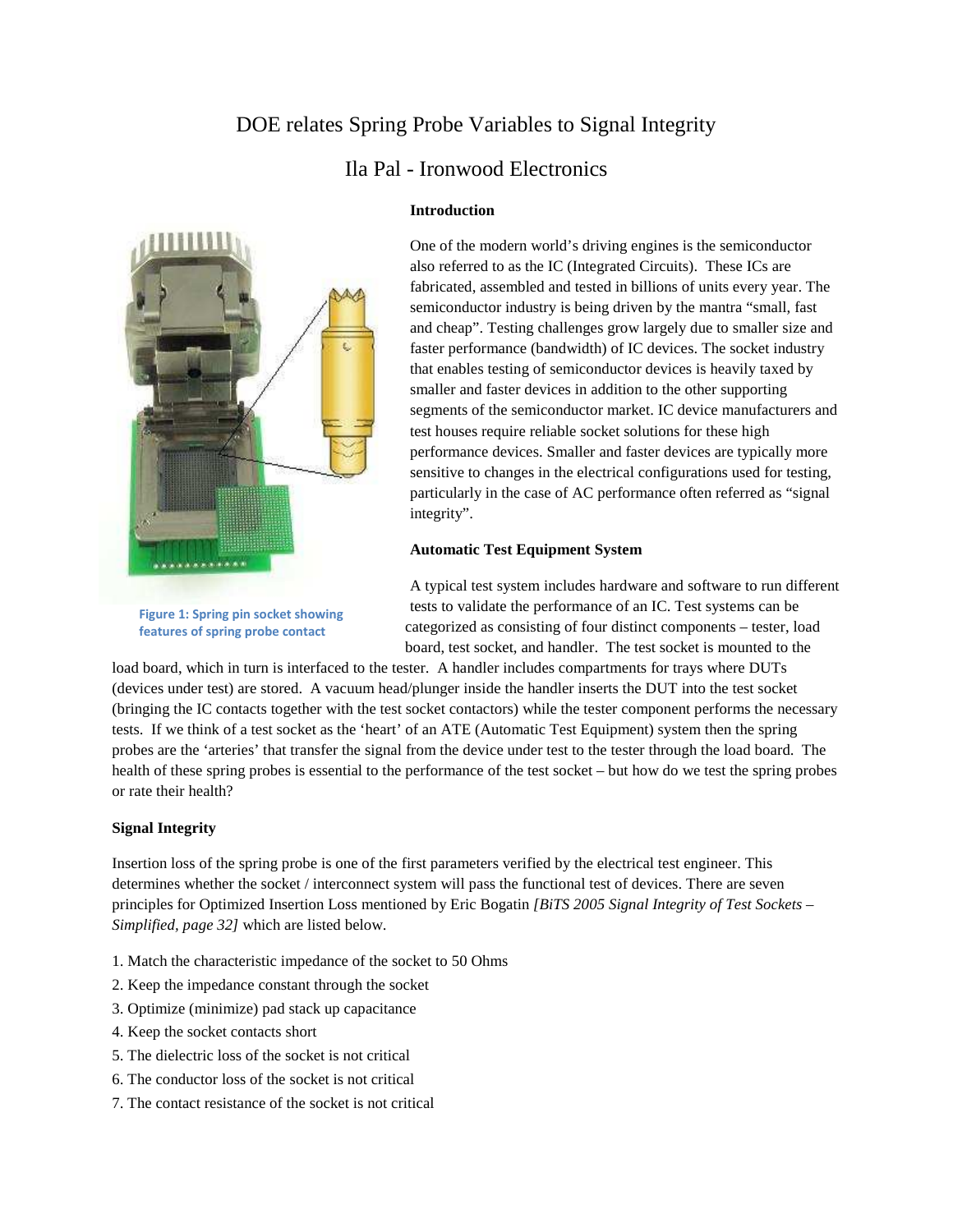# DOE relates Spring Probe Variables to Signal Integrity

## Ila Pal - Ironwood Electronics

Figure 1: Spring pin socket showing features of spring probe contact

### Introduction

One of the modern world's driving engines is the semiconductor also referred to as the IC (Integrated Circuits). These ICs are fabricated, assembled and tested in billions of units every year. The semiconductor industry is being driven by the mantra "small, fast and cheap". Testing challenges grow largely due to smaller size and faster performance (bandwidth) of IC devices. The socket industry that enables testing of semiconductor devices is heavily taxed by smaller and faster devices in addition to the other supporting segments of the semiconductor market. IC device manufacturers and test houses require reliable socket solutions for these high performance devices. Smaller and faster devices are typically more sensitive to changes in the electrical configurations used for testing, particularly in the case of AC performance often referred as "signal integrity".

### Automatic Test Equipment System

A typical test system includes hardware and software to run different tests to validate the performance of an IC. Test systems can be categorized as consisting of four distinct components – tester, load board, test socket, and handler. The test socket is mounted to the load board, which in turn is interfaced to the tester. A handler includes compartments for trays where DUTs (devices under test) are stored. A vacuum head/plunger inside the handler inserts the DUT into the test socket (bringing the IC contacts together with the test socket contactors) while the tester component performs the necessary tests. If we think of a test socket as the 'heart' of an ATE (Automatic Test Equipment) system then the spring probes are the 'arteries' that transfer the signal from the device under test to the tester through the load board. The health of these spring probes is essential to the performance of the test socket – but how do we test the spring probes or rate their health?

### Signal Integrity

Insertion loss of the spring probe is one of the first parameters verified by the electrical test engineer. This determines whether the socket / interconnect system will pass the functional test of devices. There are seven principles for Optimized Insertion Loss mentioned by Eric Bogatin *[BiTS 2005 Signal Integrity of Test Sockets – Simplified, page 32]* which are listed below.

1. Match the characteristic impedance of the socket to 50 Ohms
2. Keep the impedance constant through the socket
3. Optimize (minimize) pad stack up capacitance
4. Keep the socket contacts short
5. The dielectric loss of the socket is not critical
6. The conductor loss of the socket is not critical
7. The contact resistance of the socket is not critical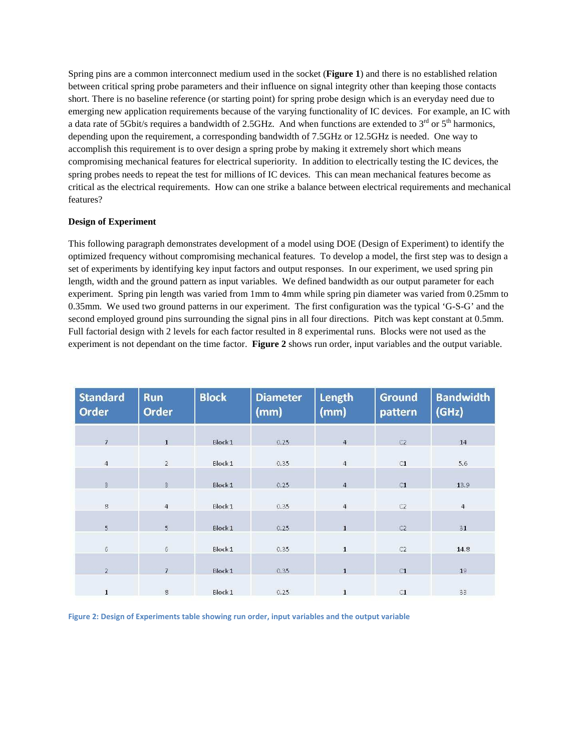Spring pins are a common interconnect medium used in the socket (**Figure 1**) and there is no established relation between critical spring probe parameters and their influence on signal integrity other than keeping those contacts short. There is no baseline reference (or starting point) for spring probe design which is an everyday need due to emerging new application requirements because of the varying functionality of IC devices. For example, an IC with a data rate of 5Gbit/s requires a bandwidth of 2.5GHz. And when functions are extended to 3rd or 5th harmonics, depending upon the requirement, a corresponding bandwidth of 7.5GHz or 12.5GHz is needed. One way to accomplish this requirement is to over design a spring probe by making it extremely short which means compromising mechanical features for electrical superiority. In addition to electrically testing the IC devices, the spring probes needs to repeat the test for millions of IC devices. This can mean mechanical features become as critical as the electrical requirements. How can one strike a balance between electrical requirements and mechanical features?

**Design of Experiment**

This following paragraph demonstrates development of a model using DOE (Design of Experiment) to identify the optimized frequency without compromising mechanical features. To develop a model, the first step was to design a set of experiments by identifying key input factors and output responses. In our experiment, we used spring pin length, width and the ground pattern as input variables. We defined bandwidth as our output parameter for each experiment. Spring pin length was varied from 1mm to 4mm while spring pin diameter was varied from 0.25mm to 0.35mm. We used two ground patterns in our experiment. The first configuration was the typical 'G-S-G' and the second employed ground pins surrounding the signal pins in all four directions. Pitch was kept constant at 0.5mm. Full factorial design with 2 levels for each factor resulted in 8 experimental runs. Blocks were not used as the experiment is not dependant on the time factor. **Figure 2** shows run order, input variables and the output variable.

| Standard Order | Run Order | Block | Diameter (mm) | Length (mm) | Ground pattern | Bandwidth (GHz) |
|---|---|---|---|---|---|---|
| 7 | 1 | Block 1 | 0.25 | 4 | C2 | 14 |
| 4 | 2 | Block 1 | 0.35 | 4 | C1 | 5.6 |
| 3 | 3 | Block 1 | 0.25 | 4 | C1 | 13.9 |
| 8 | 4 | Block 1 | 0.35 | 4 | C2 | 4 |
| 5 | 5 | Block 1 | 0.25 | 1 | C2 | 31 |
| 6 | 6 | Block 1 | 0.35 | 1 | C2 | 14.8 |
| 2 | 7 | Block 1 | 0.35 | 1 | C1 | 19 |
| 1 | 8 | Block 1 | 0.25 | 1 | C1 | 33 |

Figure 2: Design of Experiments table showing run order, input variables and the output variable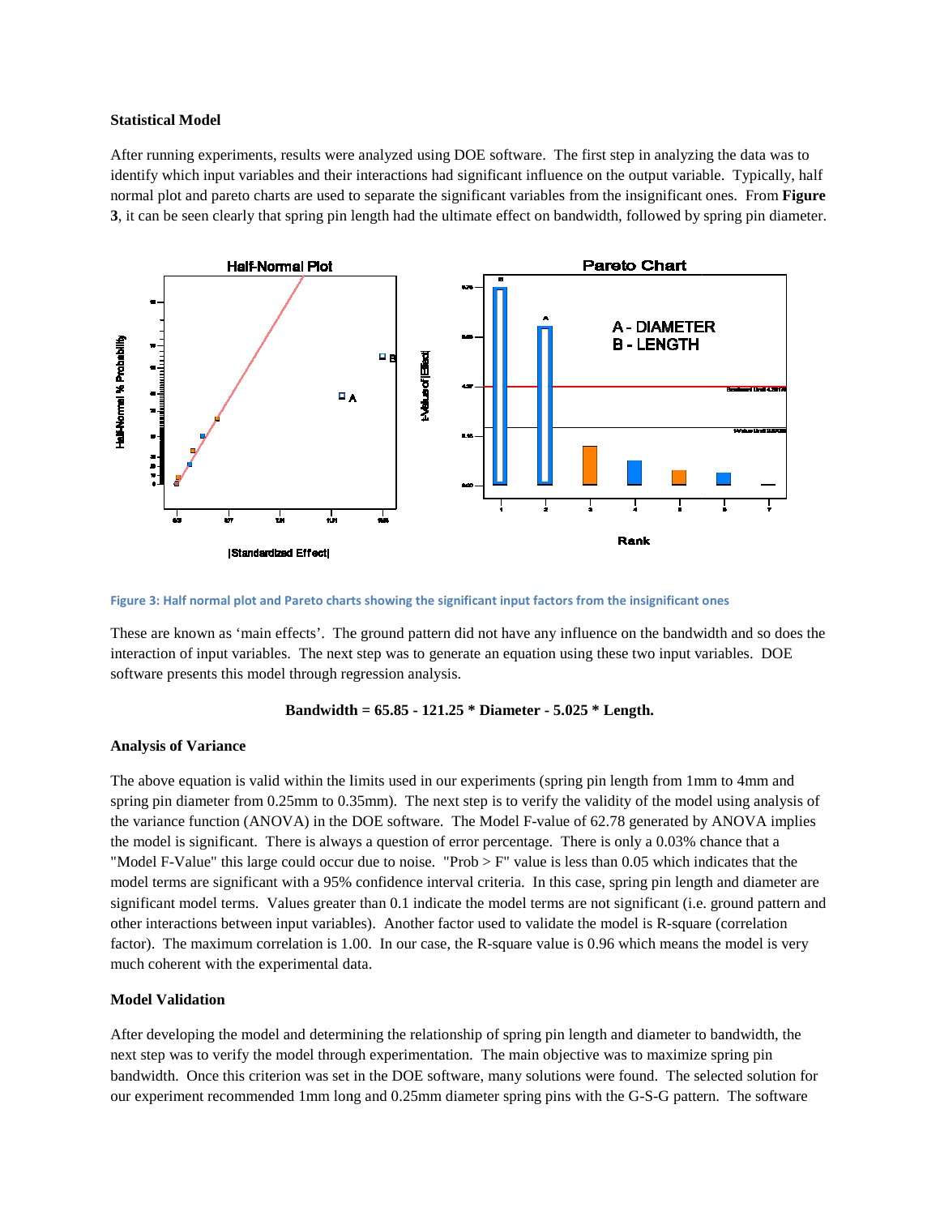**Statistical Model**

After running experiments, results were analyzed using DOE software. The first step in analyzing the data was to identify which input variables and their interactions had significant influence on the output variable. Typically, half normal plot and pareto charts are used to separate the significant variables from the insignificant ones. From **Figure 3**, it can be seen clearly that spring pin length had the ultimate effect on bandwidth, followed by spring pin diameter.

Figure 3: Half normal plot and Pareto charts showing the significant input factors from the insignificant ones

These are known as 'main effects'. The ground pattern did not have any influence on the bandwidth and so does the interaction of input variables. The next step was to generate an equation using these two input variables. DOE software presents this model through regression analysis.

$$\text{Bandwidth} = 65.85 - 121.25 * \text{Diameter} - 5.025 * \text{Length}.$$

**Analysis of Variance**

The above equation is valid within the limits used in our experiments (spring pin length from 1mm to 4mm and spring pin diameter from 0.25mm to 0.35mm). The next step is to verify the validity of the model using analysis of the variance function (ANOVA) in the DOE software. The Model F-value of 62.78 generated by ANOVA implies the model is significant. There is always a question of error percentage. There is only a 0.03% chance that a "Model F-Value" this large could occur due to noise. "Prob > F" value is less than 0.05 which indicates that the model terms are significant with a 95% confidence interval criteria. In this case, spring pin length and diameter are significant model terms. Values greater than 0.1 indicate the model terms are not significant (i.e. ground pattern and other interactions between input variables). Another factor used to validate the model is R-square (correlation factor). The maximum correlation is 1.00. In our case, the R-square value is 0.96 which means the model is very much coherent with the experimental data.

**Model Validation**

After developing the model and determining the relationship of spring pin length and diameter to bandwidth, the next step was to verify the model through experimentation. The main objective was to maximize spring pin bandwidth. Once this criterion was set in the DOE software, many solutions were found. The selected solution for our experiment recommended 1mm long and 0.25mm diameter spring pins with the G-S-G pattern. The software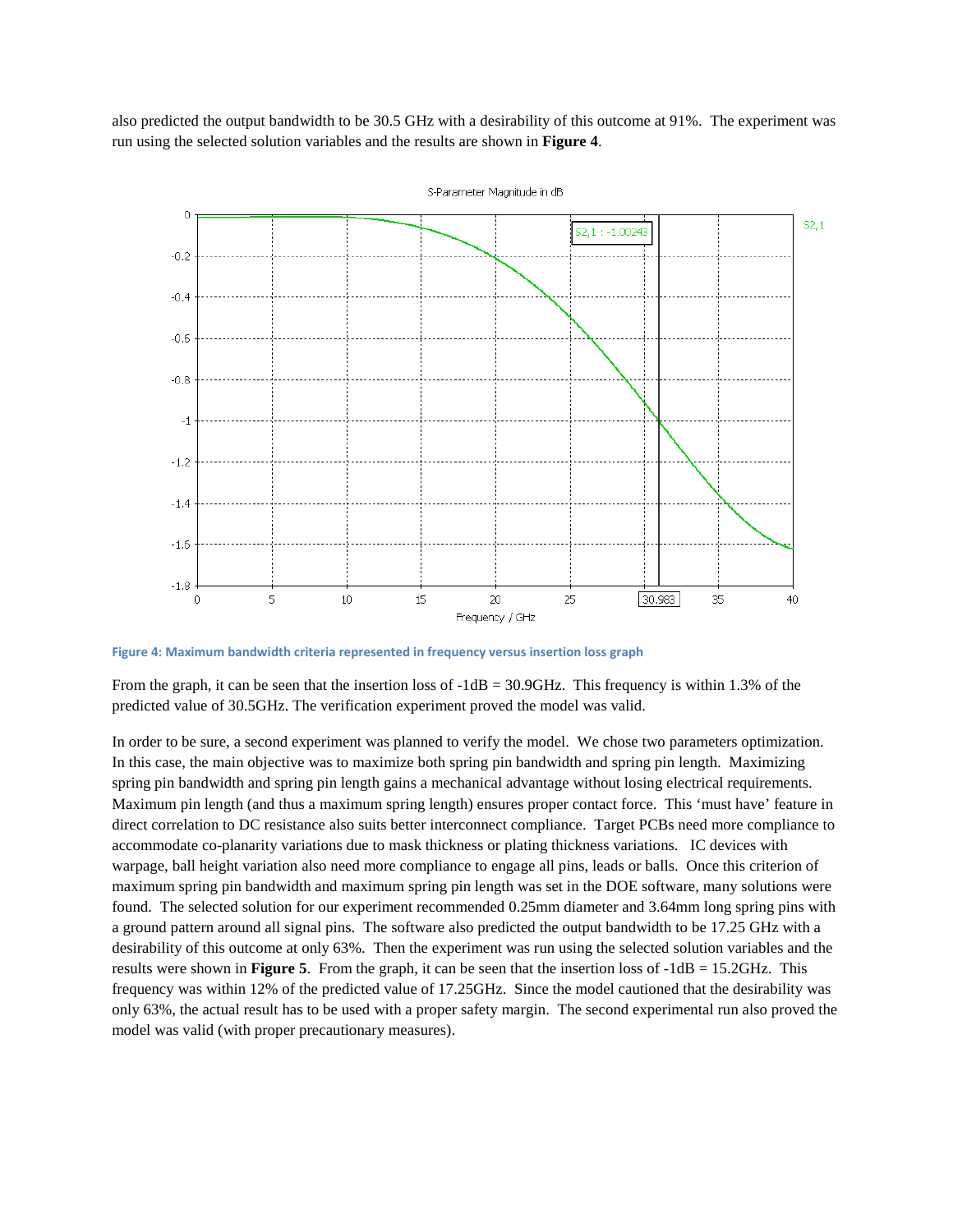also predicted the output bandwidth to be 30.5 GHz with a desirability of this outcome at 91%. The experiment was run using the selected solution variables and the results are shown in **Figure 4**.

**Figure 4: Maximum bandwidth criteria represented in frequency versus insertion loss graph**

From the graph, it can be seen that the insertion loss of -1dB = 30.9GHz. This frequency is within 1.3% of the predicted value of 30.5GHz. The verification experiment proved the model was valid.

In order to be sure, a second experiment was planned to verify the model. We chose two parameters optimization. In this case, the main objective was to maximize both spring pin bandwidth and spring pin length. Maximizing spring pin bandwidth and spring pin length gains a mechanical advantage without losing electrical requirements. Maximum pin length (and thus a maximum spring length) ensures proper contact force. This 'must have' feature in direct correlation to DC resistance also suits better interconnect compliance. Target PCBs need more compliance to accommodate co-planarity variations due to mask thickness or plating thickness variations. IC devices with warpage, ball height variation also need more compliance to engage all pins, leads or balls. Once this criterion of maximum spring pin bandwidth and maximum spring pin length was set in the DOE software, many solutions were found. The selected solution for our experiment recommended 0.25mm diameter and 3.64mm long spring pins with a ground pattern around all signal pins. The software also predicted the output bandwidth to be 17.25 GHz with a desirability of this outcome at only 63%. Then the experiment was run using the selected solution variables and the results were shown in **Figure 5**. From the graph, it can be seen that the insertion loss of -1dB = 15.2GHz. This frequency was within 12% of the predicted value of 17.25GHz. Since the model cautioned that the desirability was only 63%, the actual result has to be used with a proper safety margin. The second experimental run also proved the model was valid (with proper precautionary measures).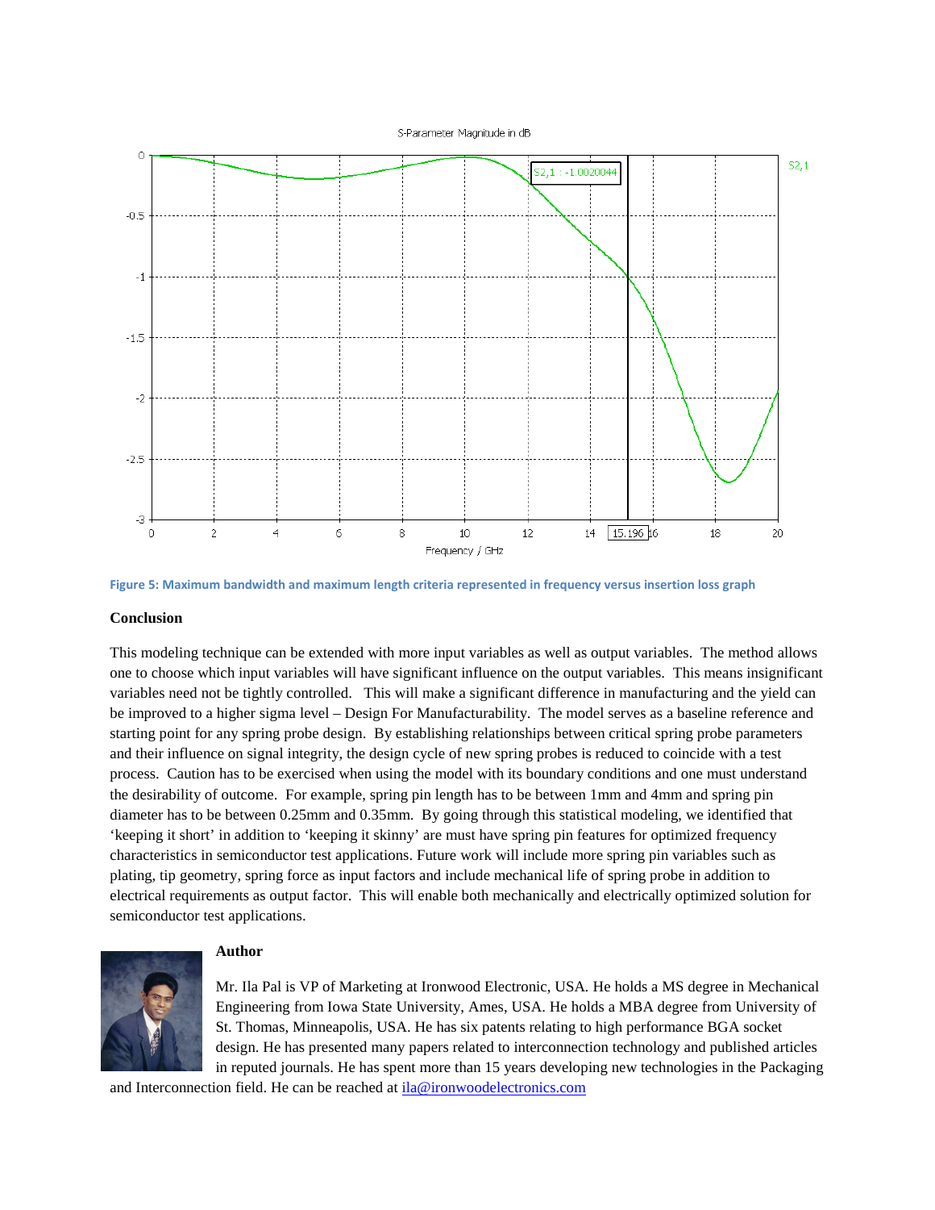S-Parameter Magnitude in dB

0
-0.5
-1
-1.5
-2
-2.5
-3

0 2 4 6 8 10 12 14 15.196 16 18 20

Frequency / GHz

S2,1 : -1.0020044

S2,1

Figure 5: Maximum bandwidth and maximum length criteria represented in frequency versus insertion loss graph

**Conclusion**

This modeling technique can be extended with more input variables as well as output variables. The method allows one to choose which input variables will have significant influence on the output variables. This means insignificant variables need not be tightly controlled. This will make a significant difference in manufacturing and the yield can be improved to a higher sigma level – Design For Manufacturability. The model serves as a baseline reference and starting point for any spring probe design. By establishing relationships between critical spring probe parameters and their influence on signal integrity, the design cycle of new spring probes is reduced to coincide with a test process. Caution has to be exercised when using the model with its boundary conditions and one must understand the desirability of outcome. For example, spring pin length has to be between 1mm and 4mm and spring pin diameter has to be between 0.25mm and 0.35mm. By going through this statistical modeling, we identified that 'keeping it short' in addition to 'keeping it skinny' are must have spring pin features for optimized frequency characteristics in semiconductor test applications. Future work will include more spring pin variables such as plating, tip geometry, spring force as input factors and include mechanical life of spring probe in addition to electrical requirements as output factor. This will enable both mechanically and electrically optimized solution for semiconductor test applications.

**Author**

Mr. Ila Pal is VP of Marketing at Ironwood Electronic, USA. He holds a MS degree in Mechanical Engineering from Iowa State University, Ames, USA. He holds a MBA degree from University of St. Thomas, Minneapolis, USA. He has six patents relating to high performance BGA socket design. He has presented many papers related to interconnection technology and published articles in reputed journals. He has spent more than 15 years developing new technologies in the Packaging and Interconnection field. He can be reached at ila@ironwoodelectronics.com